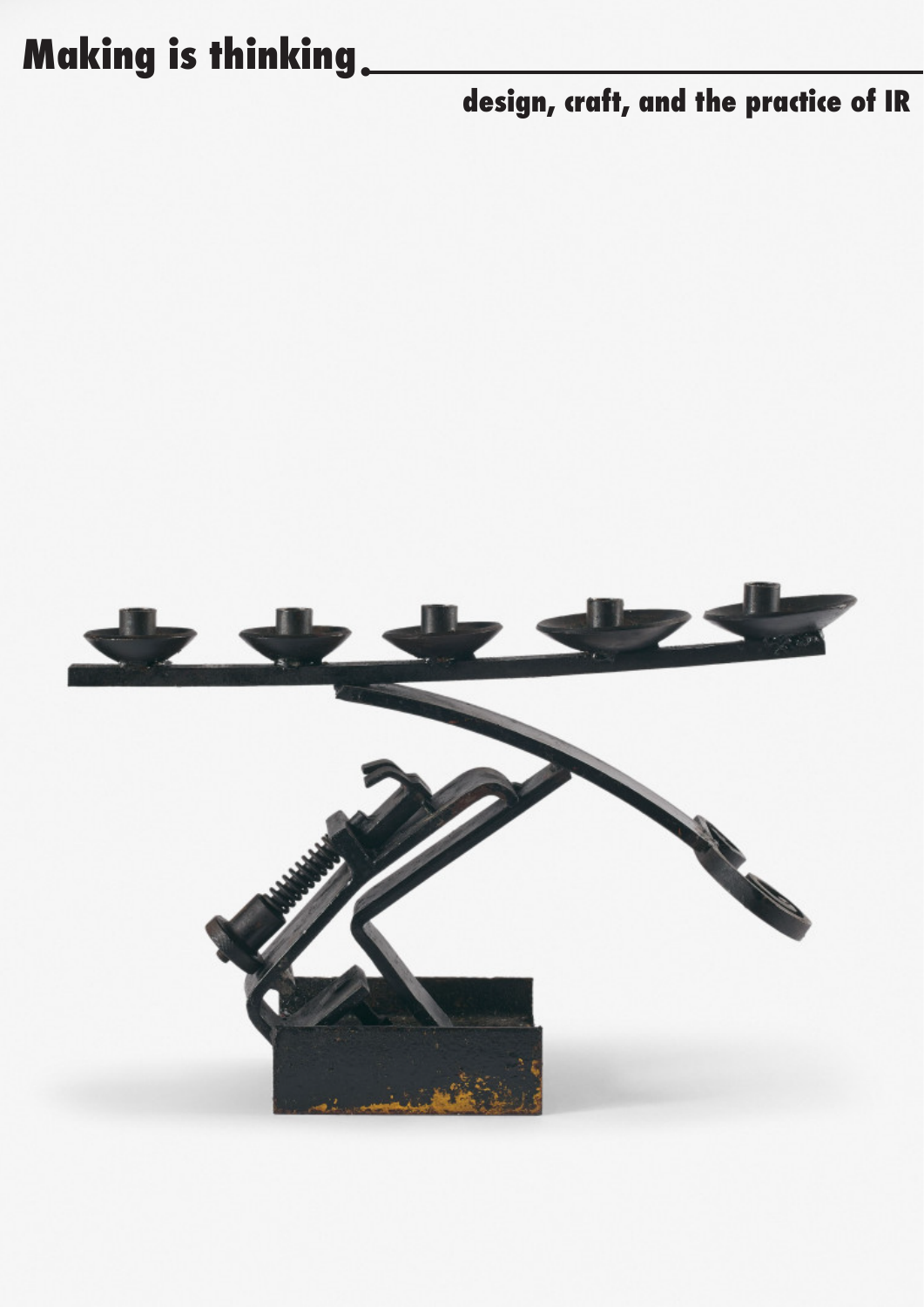# Making is thinking.

## design, craft, and the practice of IR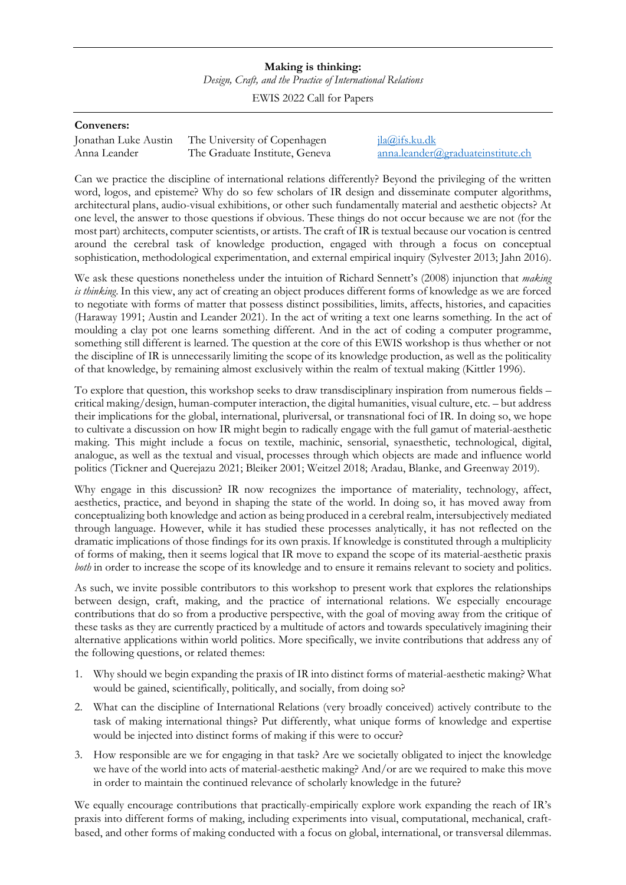**Making is thinking:**

*Design, Craft, and the Practice of International Relations*

EWIS 2022 Call for Papers

---

**Conveners:**

| | | |
|---|---|---|
| Jonathan Luke Austin | The University of Copenhagen | jla@ifs.ku.dk |
| Anna Leander | The Graduate Institute, Geneva | anna.leander@graduateinstitute.ch |

Can we practice the discipline of international relations differently? Beyond the privileging of the written word, logos, and episteme? Why do so few scholars of IR design and disseminate computer algorithms, architectural plans, audio-visual exhibitions, or other such fundamentally material and aesthetic objects? At one level, the answer to those questions if obvious. These things do not occur because we are not (for the most part) architects, computer scientists, or artists. The craft of IR is textual because our vocation is centred around the cerebral task of knowledge production, engaged with through a focus on conceptual sophistication, methodological experimentation, and external empirical inquiry (Sylvester 2013; Jahn 2016).

We ask these questions nonetheless under the intuition of Richard Sennett's (2008) injunction that *making is thinking*. In this view, any act of creating an object produces different forms of knowledge as we are forced to negotiate with forms of matter that possess distinct possibilities, limits, affects, histories, and capacities (Haraway 1991; Austin and Leander 2021). In the act of writing a text one learns something. In the act of moulding a clay pot one learns something different. And in the act of coding a computer programme, something still different is learned. The question at the core of this EWIS workshop is thus whether or not the discipline of IR is unnecessarily limiting the scope of its knowledge production, as well as the politicality of that knowledge, by remaining almost exclusively within the realm of textual making (Kittler 1996).

To explore that question, this workshop seeks to draw transdisciplinary inspiration from numerous fields – critical making/design, human-computer interaction, the digital humanities, visual culture, etc. – but address their implications for the global, international, pluriversal, or transnational foci of IR. In doing so, we hope to cultivate a discussion on how IR might begin to radically engage with the full gamut of material-aesthetic making. This might include a focus on textile, machinic, sensorial, synaesthetic, technological, digital, analogue, as well as the textual and visual, processes through which objects are made and influence world politics (Tickner and Querejazu 2021; Bleiker 2001; Weitzel 2018; Aradau, Blanke, and Greenway 2019).

Why engage in this discussion? IR now recognizes the importance of materiality, technology, affect, aesthetics, practice, and beyond in shaping the state of the world. In doing so, it has moved away from conceptualizing both knowledge and action as being produced in a cerebral realm, intersubjectively mediated through language. However, while it has studied these processes analytically, it has not reflected on the dramatic implications of those findings for its own praxis. If knowledge is constituted through a multiplicity of forms of making, then it seems logical that IR move to expand the scope of its material-aesthetic praxis *both* in order to increase the scope of its knowledge and to ensure it remains relevant to society and politics.

As such, we invite possible contributors to this workshop to present work that explores the relationships between design, craft, making, and the practice of international relations. We especially encourage contributions that do so from a productive perspective, with the goal of moving away from the critique of these tasks as they are currently practiced by a multitude of actors and towards speculatively imagining their alternative applications within world politics. More specifically, we invite contributions that address any of the following questions, or related themes:

1. Why should we begin expanding the praxis of IR into distinct forms of material-aesthetic making? What would be gained, scientifically, politically, and socially, from doing so?
2. What can the discipline of International Relations (very broadly conceived) actively contribute to the task of making international things? Put differently, what unique forms of knowledge and expertise would be injected into distinct forms of making if this were to occur?
3. How responsible are we for engaging in that task? Are we societally obligated to inject the knowledge we have of the world into acts of material-aesthetic making? And/or are we required to make this move in order to maintain the continued relevance of scholarly knowledge in the future?

We equally encourage contributions that practically-empirically explore work expanding the reach of IR's praxis into different forms of making, including experiments into visual, computational, mechanical, craft-based, and other forms of making conducted with a focus on global, international, or transversal dilemmas.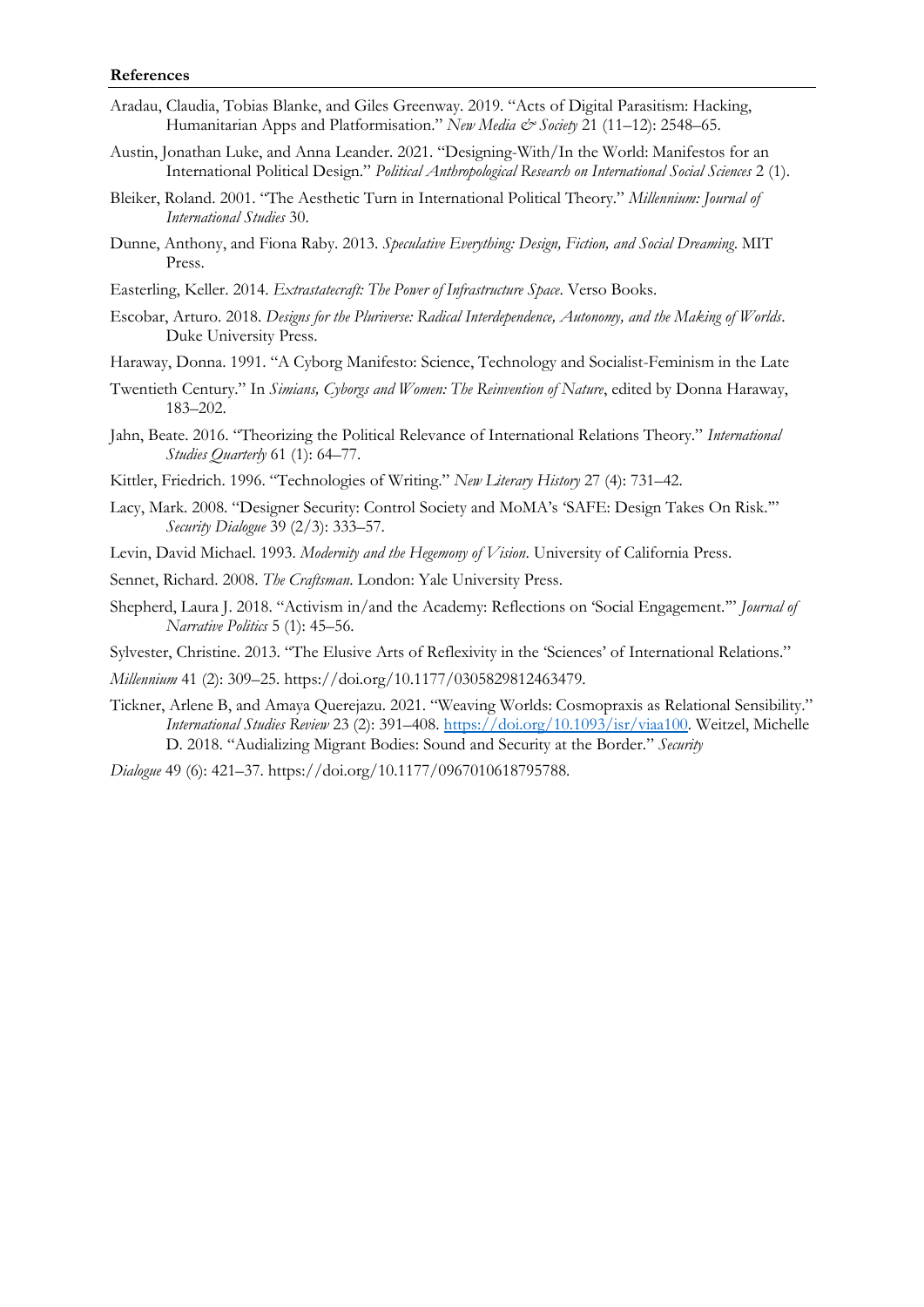**References**

Aradau, Claudia, Tobias Blanke, and Giles Greenway. 2019. "Acts of Digital Parasitism: Hacking, Humanitarian Apps and Platformisation." *New Media & Society* 21 (11–12): 2548–65.

Austin, Jonathan Luke, and Anna Leander. 2021. "Designing-With/In the World: Manifestos for an International Political Design." *Political Anthropological Research on International Social Sciences* 2 (1).

Bleiker, Roland. 2001. "The Aesthetic Turn in International Political Theory." *Millennium: Journal of International Studies* 30.

Dunne, Anthony, and Fiona Raby. 2013. *Speculative Everything: Design, Fiction, and Social Dreaming*. MIT Press.

Easterling, Keller. 2014. *Extrastatecraft: The Power of Infrastructure Space*. Verso Books.

Escobar, Arturo. 2018. *Designs for the Pluriverse: Radical Interdependence, Autonomy, and the Making of Worlds*. Duke University Press.

Haraway, Donna. 1991. "A Cyborg Manifesto: Science, Technology and Socialist-Feminism in the Late Twentieth Century." In *Simians, Cyborgs and Women: The Reinvention of Nature*, edited by Donna Haraway, 183–202.

Jahn, Beate. 2016. "Theorizing the Political Relevance of International Relations Theory." *International Studies Quarterly* 61 (1): 64–77.

Kittler, Friedrich. 1996. "Technologies of Writing." *New Literary History* 27 (4): 731–42.

Lacy, Mark. 2008. "Designer Security: Control Society and MoMA's 'SAFE: Design Takes On Risk.'" *Security Dialogue* 39 (2/3): 333–57.

Levin, David Michael. 1993. *Modernity and the Hegemony of Vision*. University of California Press.

Sennet, Richard. 2008. *The Craftsman*. London: Yale University Press.

Shepherd, Laura J. 2018. "Activism in/and the Academy: Reflections on 'Social Engagement.'" *Journal of Narrative Politics* 5 (1): 45–56.

Sylvester, Christine. 2013. "The Elusive Arts of Reflexivity in the 'Sciences' of International Relations." *Millennium* 41 (2): 309–25. https://doi.org/10.1177/0305829812463479.

Tickner, Arlene B, and Amaya Querejazu. 2021. "Weaving Worlds: Cosmopraxis as Relational Sensibility." *International Studies Review* 23 (2): 391–408. https://doi.org/10.1093/isr/viaa100.

Weitzel, Michelle D. 2018. "Audializing Migrant Bodies: Sound and Security at the Border." *Security Dialogue* 49 (6): 421–37. https://doi.org/10.1177/0967010618795788.